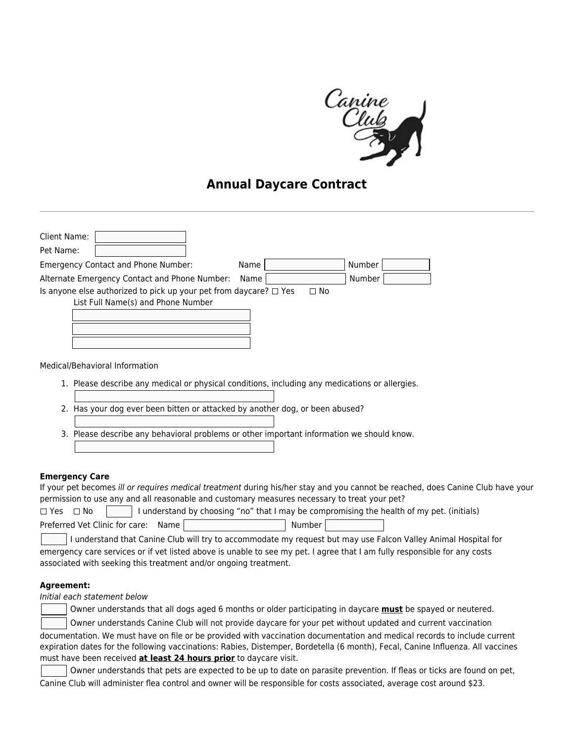# Annual Daycare Contract

---

Client Name: ____________

Pet Name: ____________

Emergency Contact and Phone Number: Name ____________ Number ____________

Alternate Emergency Contact and Phone Number: Name ____________ Number ____________

Is anyone else authorized to pick up your pet from daycare? ☐ Yes ☐ No

List Full Name(s) and Phone Number

____________

____________

____________

Medical/Behavioral Information

1. Please describe any medical or physical conditions, including any medications or allergies.

   ____________

2. Has your dog ever been bitten or attacked by another dog, or been abused?

   ____________

3. Please describe any behavioral problems or other important information we should know.

   ____________

**Emergency Care**

If your pet becomes *ill or requires medical treatment* during his/her stay and you cannot be reached, does Canine Club have your permission to use any and all reasonable and customary measures necessary to treat your pet?

☐ Yes ☐ No ______ I understand by choosing "no" that I may be compromising the health of my pet. (initials)

Preferred Vet Clinic for care: Name ____________ Number ____________

______ I understand that Canine Club will try to accommodate my request but may use Falcon Valley Animal Hospital for emergency care services or if vet listed above is unable to see my pet. I agree that I am fully responsible for any costs associated with seeking this treatment and/or ongoing treatment.

**Agreement:**

*Initial each statement below*

______ Owner understands that all dogs aged 6 months or older participating in daycare **must** be spayed or neutered.

______ Owner understands Canine Club will not provide daycare for your pet without updated and current vaccination documentation. We must have on file or be provided with vaccination documentation and medical records to include current expiration dates for the following vaccinations: Rabies, Distemper, Bordetella (6 month), Fecal, Canine Influenza. All vaccines must have been received **at least 24 hours prior** to daycare visit.

______ Owner understands that pets are expected to be up to date on parasite prevention. If fleas or ticks are found on pet, Canine Club will administer flea control and owner will be responsible for costs associated, average cost around $23.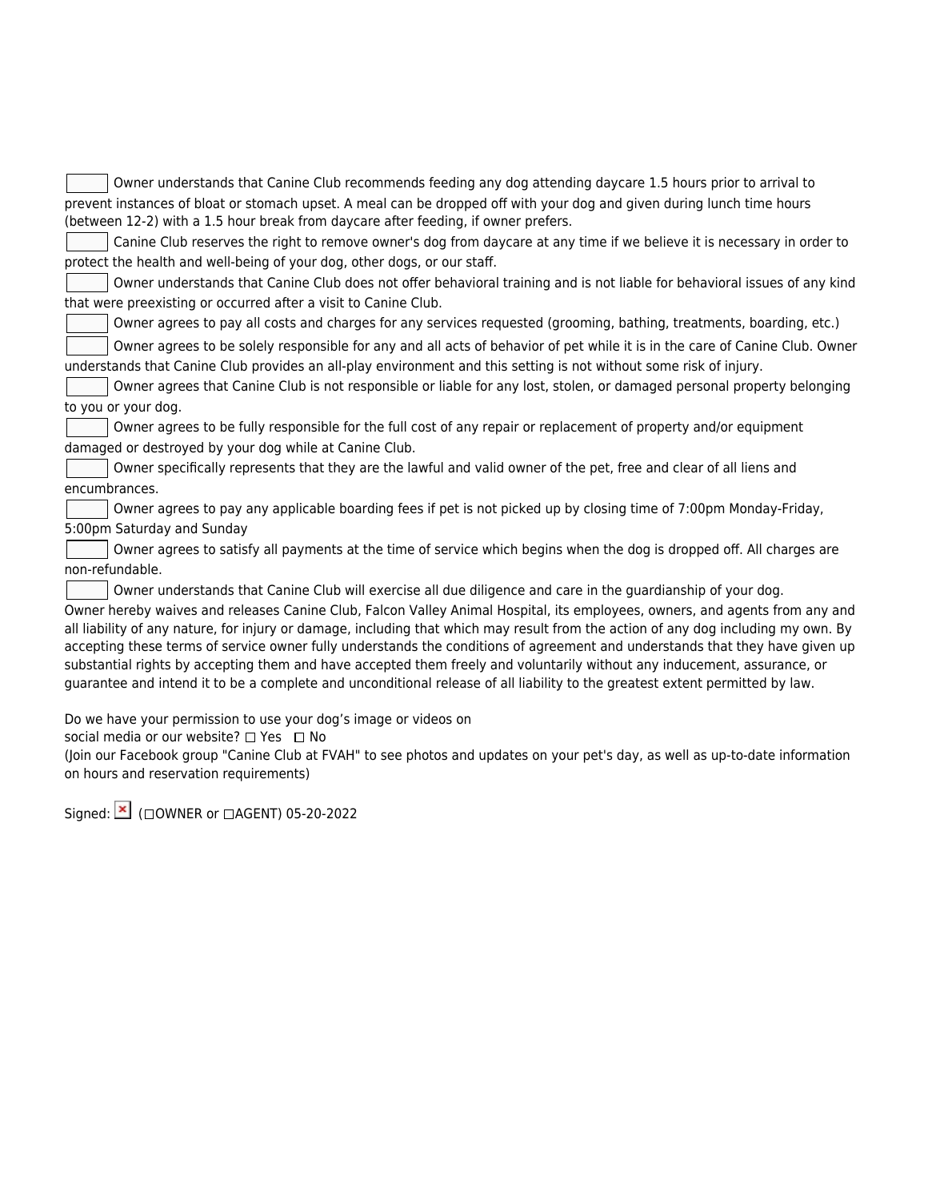☐ Owner understands that Canine Club recommends feeding any dog attending daycare 1.5 hours prior to arrival to prevent instances of bloat or stomach upset. A meal can be dropped off with your dog and given during lunch time hours (between 12-2) with a 1.5 hour break from daycare after feeding, if owner prefers.

☐ Canine Club reserves the right to remove owner's dog from daycare at any time if we believe it is necessary in order to protect the health and well-being of your dog, other dogs, or our staff.

☐ Owner understands that Canine Club does not offer behavioral training and is not liable for behavioral issues of any kind that were preexisting or occurred after a visit to Canine Club.

☐ Owner agrees to pay all costs and charges for any services requested (grooming, bathing, treatments, boarding, etc.)

☐ Owner agrees to be solely responsible for any and all acts of behavior of pet while it is in the care of Canine Club. Owner understands that Canine Club provides an all-play environment and this setting is not without some risk of injury.

☐ Owner agrees that Canine Club is not responsible or liable for any lost, stolen, or damaged personal property belonging to you or your dog.

☐ Owner agrees to be fully responsible for the full cost of any repair or replacement of property and/or equipment damaged or destroyed by your dog while at Canine Club.

☐ Owner specifically represents that they are the lawful and valid owner of the pet, free and clear of all liens and encumbrances.

☐ Owner agrees to pay any applicable boarding fees if pet is not picked up by closing time of 7:00pm Monday-Friday, 5:00pm Saturday and Sunday

☐ Owner agrees to satisfy all payments at the time of service which begins when the dog is dropped off. All charges are non-refundable.

☐ Owner understands that Canine Club will exercise all due diligence and care in the guardianship of your dog.

Owner hereby waives and releases Canine Club, Falcon Valley Animal Hospital, its employees, owners, and agents from any and all liability of any nature, for injury or damage, including that which may result from the action of any dog including my own. By accepting these terms of service owner fully understands the conditions of agreement and understands that they have given up substantial rights by accepting them and have accepted them freely and voluntarily without any inducement, assurance, or guarantee and intend it to be a complete and unconditional release of all liability to the greatest extent permitted by law.

Do we have your permission to use your dog's image or videos on social media or our website? ☐ Yes ☐ No

(Join our Facebook group "Canine Club at FVAH" to see photos and updates on your pet's day, as well as up-to-date information on hours and reservation requirements)

Signed: (☐OWNER or ☐AGENT) 05-20-2022